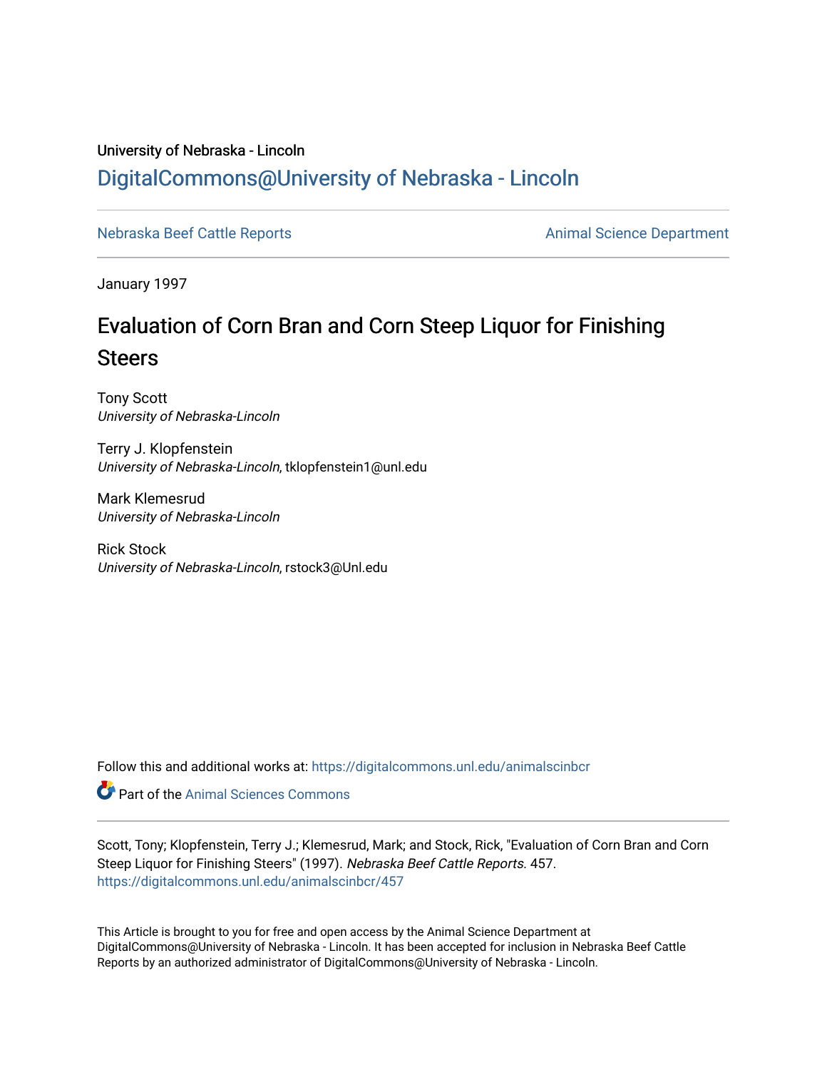University of Nebraska - Lincoln

## DigitalCommons@University of Nebraska - Lincoln

Nebraska Beef Cattle Reports

Animal Science Department

January 1997

# Evaluation of Corn Bran and Corn Steep Liquor for Finishing Steers

Tony Scott
*University of Nebraska-Lincoln*

Terry J. Klopfenstein
*University of Nebraska-Lincoln*, tklopfenstein1@unl.edu

Mark Klemesrud
*University of Nebraska-Lincoln*

Rick Stock
*University of Nebraska-Lincoln*, rstock3@Unl.edu

Follow this and additional works at: https://digitalcommons.unl.edu/animalscinbcr

Part of the Animal Sciences Commons

Scott, Tony; Klopfenstein, Terry J.; Klemesrud, Mark; and Stock, Rick, "Evaluation of Corn Bran and Corn Steep Liquor for Finishing Steers" (1997). *Nebraska Beef Cattle Reports*. 457.
https://digitalcommons.unl.edu/animalscinbcr/457

This Article is brought to you for free and open access by the Animal Science Department at DigitalCommons@University of Nebraska - Lincoln. It has been accepted for inclusion in Nebraska Beef Cattle Reports by an authorized administrator of DigitalCommons@University of Nebraska - Lincoln.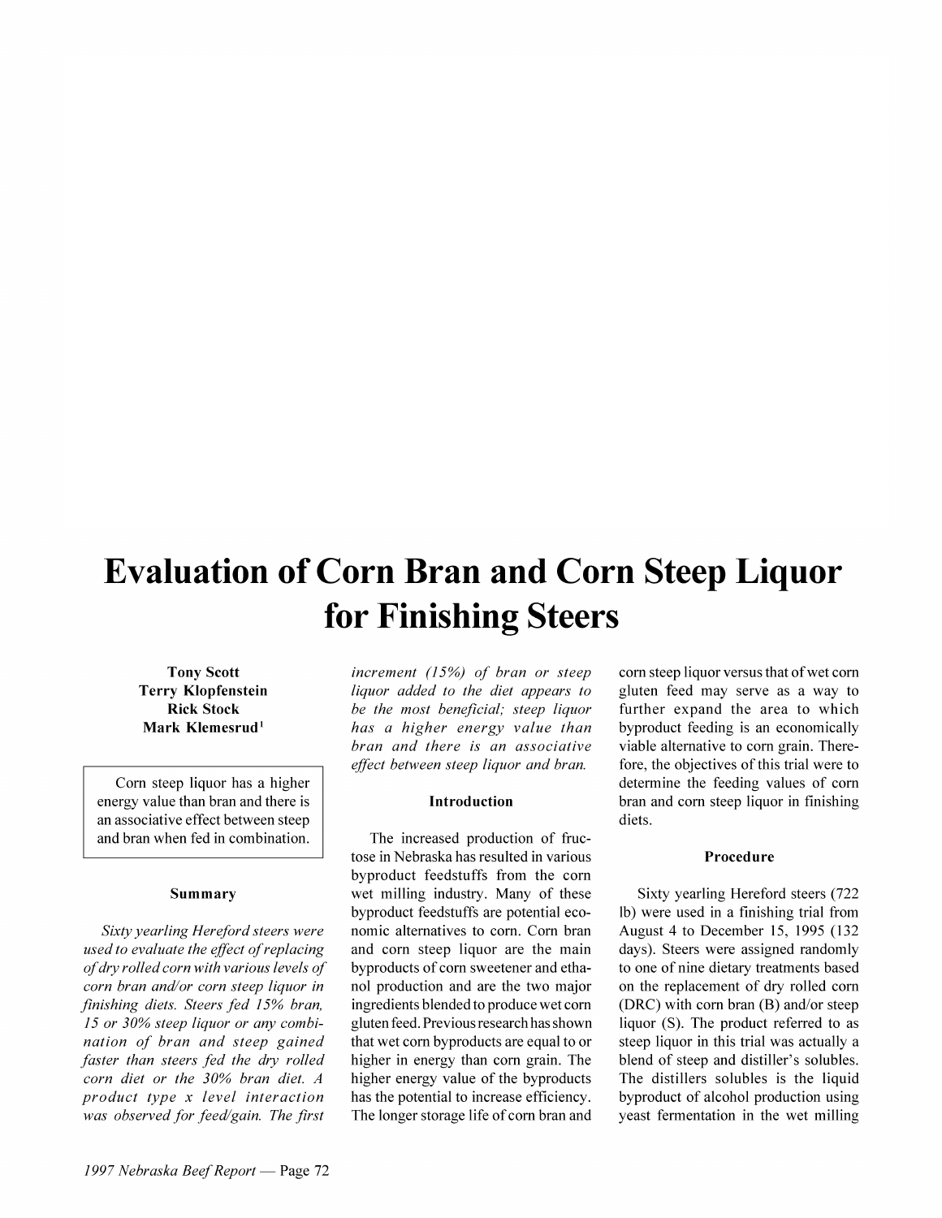# Evaluation of Corn Bran and Corn Steep Liquor for Finishing Steers

**Tony Scott**
**Terry Klopfenstein**
**Rick Stock**
**Mark Klemesrud**[1]

> Corn steep liquor has a higher energy value than bran and there is an associative effect between steep and bran when fed in combination.

## Summary

*Sixty yearling Hereford steers were used to evaluate the effect of replacing of dry rolled corn with various levels of corn bran and/or corn steep liquor in finishing diets. Steers fed 15% bran, 15 or 30% steep liquor or any combination of bran and steep gained faster than steers fed the dry rolled corn diet or the 30% bran diet. A product type x level interaction was observed for feed/gain. The first increment (15%) of bran or steep liquor added to the diet appears to be the most beneficial; steep liquor has a higher energy value than bran and there is an associative effect between steep liquor and bran.*

## Introduction

The increased production of fructose in Nebraska has resulted in various byproduct feedstuffs from the corn wet milling industry. Many of these byproduct feedstuffs are potential economic alternatives to corn. Corn bran and corn steep liquor are the main byproducts of corn sweetener and ethanol production and are the two major ingredients blended to produce wet corn gluten feed. Previous research has shown that wet corn byproducts are equal to or higher in energy than corn grain. The higher energy value of the byproducts has the potential to increase efficiency. The longer storage life of corn bran and corn steep liquor versus that of wet corn gluten feed may serve as a way to further expand the area to which byproduct feeding is an economically viable alternative to corn grain. Therefore, the objectives of this trial were to determine the feeding values of corn bran and corn steep liquor in finishing diets.

## Procedure

Sixty yearling Hereford steers (722 lb) were used in a finishing trial from August 4 to December 15, 1995 (132 days). Steers were assigned randomly to one of nine dietary treatments based on the replacement of dry rolled corn (DRC) with corn bran (B) and/or steep liquor (S). The product referred to as steep liquor in this trial was actually a blend of steep and distiller's solubles. The distillers solubles is the liquid byproduct of alcohol production using yeast fermentation in the wet milling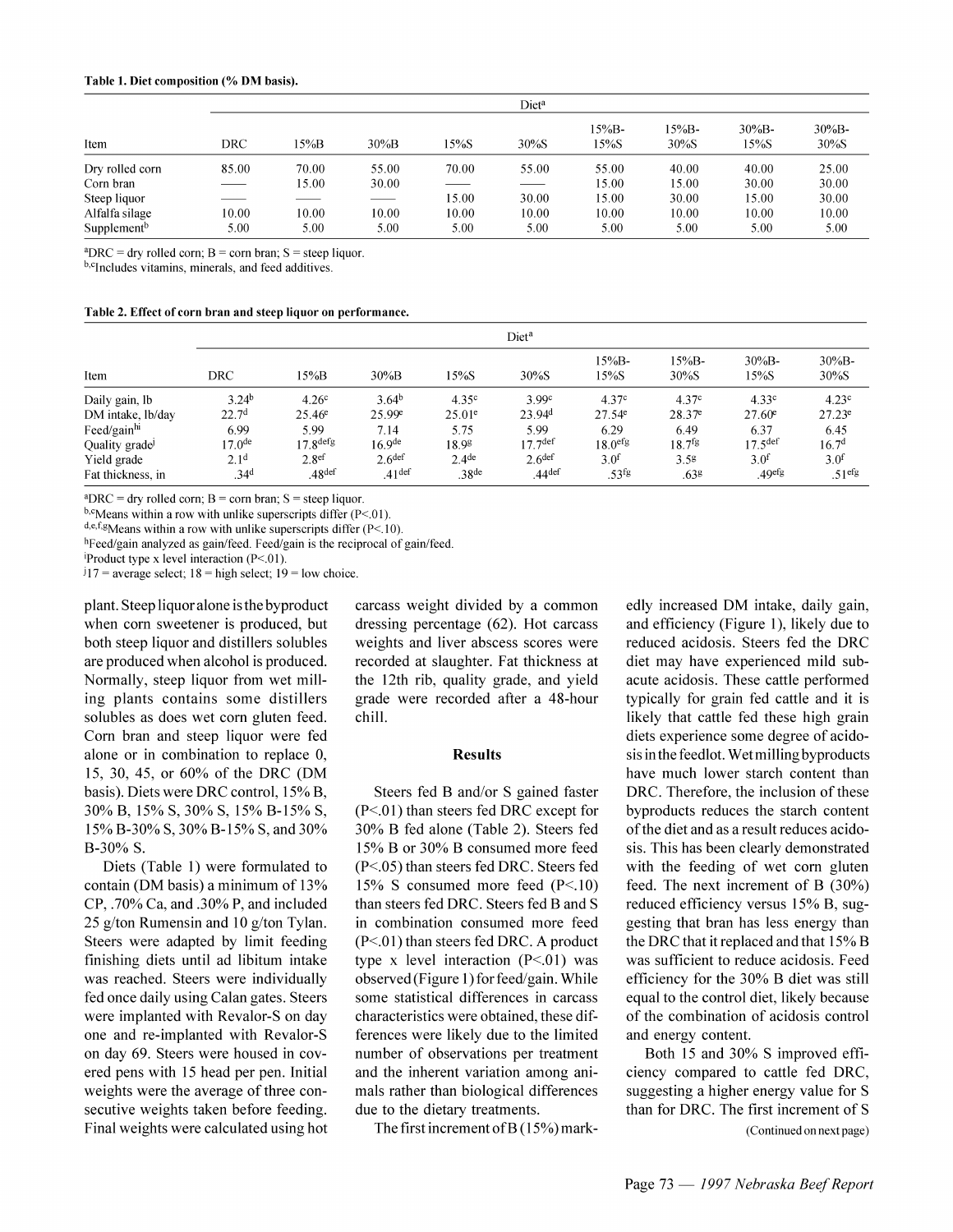**Table 1. Diet composition (% DM basis).**

| | Diet[a] | | | | | | | | |
|---|---|---|---|---|---|---|---|---|---|
| Item | DRC | 15%B | 30%B | 15%S | 30%S | 15%B-15%S | 15%B-30%S | 30%B-15%S | 30%B-30%S |
| Dry rolled corn | 85.00 | 70.00 | 55.00 | 70.00 | 55.00 | 55.00 | 40.00 | 40.00 | 25.00 |
| Corn bran | —— | 15.00 | 30.00 | —— | —— | 15.00 | 15.00 | 30.00 | 30.00 |
| Steep liquor | —— | —— | —— | 15.00 | 30.00 | 15.00 | 30.00 | 15.00 | 30.00 |
| Alfalfa silage | 10.00 | 10.00 | 10.00 | 10.00 | 10.00 | 10.00 | 10.00 | 10.00 | 10.00 |
| Supplement[b] | 5.00 | 5.00 | 5.00 | 5.00 | 5.00 | 5.00 | 5.00 | 5.00 | 5.00 |

[a]DRC = dry rolled corn; B = corn bran; S = steep liquor.
[b,c]Includes vitamins, minerals, and feed additives.

**Table 2. Effect of corn bran and steep liquor on performance.**

| | Diet[a] | | | | | | | | |
|---|---|---|---|---|---|---|---|---|---|
| Item | DRC | 15%B | 30%B | 15%S | 30%S | 15%B-15%S | 15%B-30%S | 30%B-15%S | 30%B-30%S |
| Daily gain, lb | 3.24[b] | 4.26[c] | 3.64[b] | 4.35[c] | 3.99[c] | 4.37[c] | 4.37[c] | 4.33[c] | 4.23[c] |
| DM intake, lb/day | 22.7[d] | 25.46[e] | 25.99[e] | 25.01[e] | 23.94[d] | 27.54[e] | 28.37[e] | 27.60[e] | 27.23[e] |
| Feed/gain[hi] | 6.99 | 5.99 | 7.14 | 5.75 | 5.99 | 6.29 | 6.49 | 6.37 | 6.45 |
| Quality grade[j] | 17.0[de] | 17.8[defg] | 16.9[de] | 18.9[g] | 17.7[def] | 18.0[efg] | 18.7[fg] | 17.5[def] | 16.7[d] |
| Yield grade | 2.1[d] | 2.8[ef] | 2.6[def] | 2.4[de] | 2.6[def] | 3.0[f] | 3.5[g] | 3.0[f] | 3.0[f] |
| Fat thickness, in | .34[d] | .48[def] | .41[def] | .38[de] | .44[def] | .53[fg] | .63[g] | .49[efg] | .51[efg] |

[a]DRC = dry rolled corn; B = corn bran; S = steep liquor.
[b,c]Means within a row with unlike superscripts differ (P<.01).
[d,e,f,g]Means within a row with unlike superscripts differ (P<.10).
[h]Feed/gain analyzed as gain/feed. Feed/gain is the reciprocal of gain/feed.
[i]Product type x level interaction (P<.01).
[j]17 = average select; 18 = high select; 19 = low choice.

plant. Steep liquor alone is the byproduct when corn sweetener is produced, but both steep liquor and distillers solubles are produced when alcohol is produced. Normally, steep liquor from wet milling plants contains some distillers solubles as does wet corn gluten feed. Corn bran and steep liquor were fed alone or in combination to replace 0, 15, 30, 45, or 60% of the DRC (DM basis). Diets were DRC control, 15% B, 30% B, 15% S, 30% S, 15% B-15% S, 15% B-30% S, 30% B-15% S, and 30% B-30% S.

Diets (Table 1) were formulated to contain (DM basis) a minimum of 13% CP, .70% Ca, and .30% P, and included 25 g/ton Rumensin and 10 g/ton Tylan. Steers were adapted by limit feeding finishing diets until ad libitum intake was reached. Steers were individually fed once daily using Calan gates. Steers were implanted with Revalor-S on day one and re-implanted with Revalor-S on day 69. Steers were housed in covered pens with 15 head per pen. Initial weights were the average of three consecutive weights taken before feeding. Final weights were calculated using hot carcass weight divided by a common dressing percentage (62). Hot carcass weights and liver abscess scores were recorded at slaughter. Fat thickness at the 12th rib, quality grade, and yield grade were recorded after a 48-hour chill.

## Results

Steers fed B and/or S gained faster (P<.01) than steers fed DRC except for 30% B fed alone (Table 2). Steers fed 15% B or 30% B consumed more feed (P<.05) than steers fed DRC. Steers fed 15% S consumed more feed (P<.10) than steers fed DRC. Steers fed B and S in combination consumed more feed (P<.01) than steers fed DRC. A product type x level interaction (P<.01) was observed (Figure 1) for feed/gain. While some statistical differences in carcass characteristics were obtained, these differences were likely due to the limited number of observations per treatment and the inherent variation among animals rather than biological differences due to the dietary treatments.

The first increment of B (15%) markedly increased DM intake, daily gain, and efficiency (Figure 1), likely due to reduced acidosis. Steers fed the DRC diet may have experienced mild subacute acidosis. These cattle performed typically for grain fed cattle and it is likely that cattle fed these high grain diets experience some degree of acidosis in the feedlot. Wet milling byproducts have much lower starch content than DRC. Therefore, the inclusion of these byproducts reduces the starch content of the diet and as a result reduces acidosis. This has been clearly demonstrated with the feeding of wet corn gluten feed. The next increment of B (30%) reduced efficiency versus 15% B, suggesting that bran has less energy than the DRC that it replaced and that 15% B was sufficient to reduce acidosis. Feed efficiency for the 30% B diet was still equal to the control diet, likely because of the combination of acidosis control and energy content.

Both 15 and 30% S improved efficiency compared to cattle fed DRC, suggesting a higher energy value for S than for DRC. The first increment of S

(Continued on next page)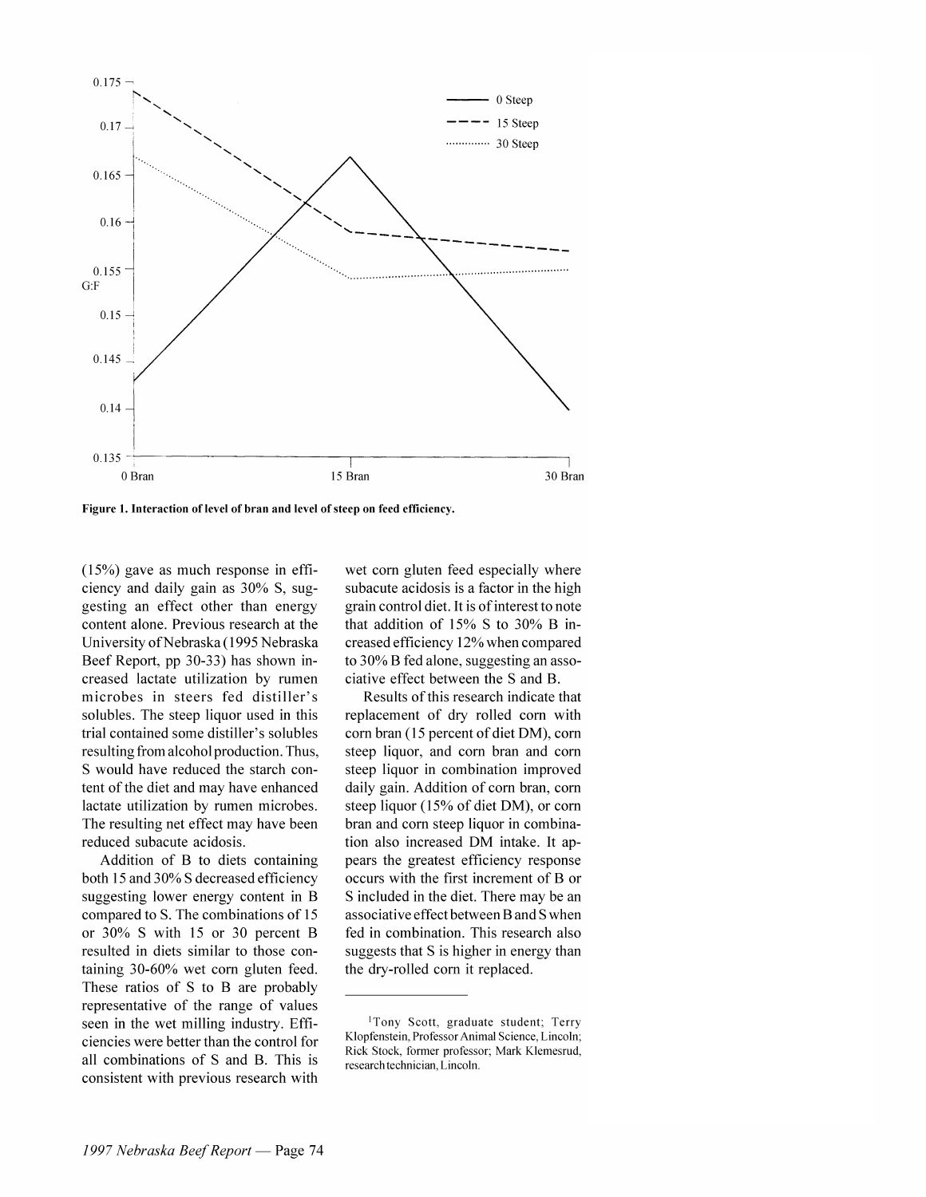0.175
0.17
0.165
0.16
0.155
G:F
0.15
0.145
0.14
0.135

0 Bran
15 Bran
30 Bran

0 Steep
15 Steep
30 Steep

**Figure 1. Interaction of level of bran and level of steep on feed efficiency.**

(15%) gave as much response in efficiency and daily gain as 30% S, suggesting an effect other than energy content alone. Previous research at the University of Nebraska (1995 Nebraska Beef Report, pp 30-33) has shown increased lactate utilization by rumen microbes in steers fed distiller's solubles. The steep liquor used in this trial contained some distiller's solubles resulting from alcohol production. Thus, S would have reduced the starch content of the diet and may have enhanced lactate utilization by rumen microbes. The resulting net effect may have been reduced subacute acidosis.

Addition of B to diets containing both 15 and 30% S decreased efficiency suggesting lower energy content in B compared to S. The combinations of 15 or 30% S with 15 or 30 percent B resulted in diets similar to those containing 30-60% wet corn gluten feed. These ratios of S to B are probably representative of the range of values seen in the wet milling industry. Efficiencies were better than the control for all combinations of S and B. This is consistent with previous research with wet corn gluten feed especially where subacute acidosis is a factor in the high grain control diet. It is of interest to note that addition of 15% S to 30% B increased efficiency 12% when compared to 30% B fed alone, suggesting an associative effect between the S and B.

Results of this research indicate that replacement of dry rolled corn with corn bran (15 percent of diet DM), corn steep liquor, and corn bran and corn steep liquor in combination improved daily gain. Addition of corn bran, corn steep liquor (15% of diet DM), or corn bran and corn steep liquor in combination also increased DM intake. It appears the greatest efficiency response occurs with the first increment of B or S included in the diet. There may be an associative effect between B and S when fed in combination. This research also suggests that S is higher in energy than the dry-rolled corn it replaced.

---

[1]Tony Scott, graduate student; Terry Klopfenstein, Professor Animal Science, Lincoln; Rick Stock, former professor; Mark Klemesrud, research technician, Lincoln.